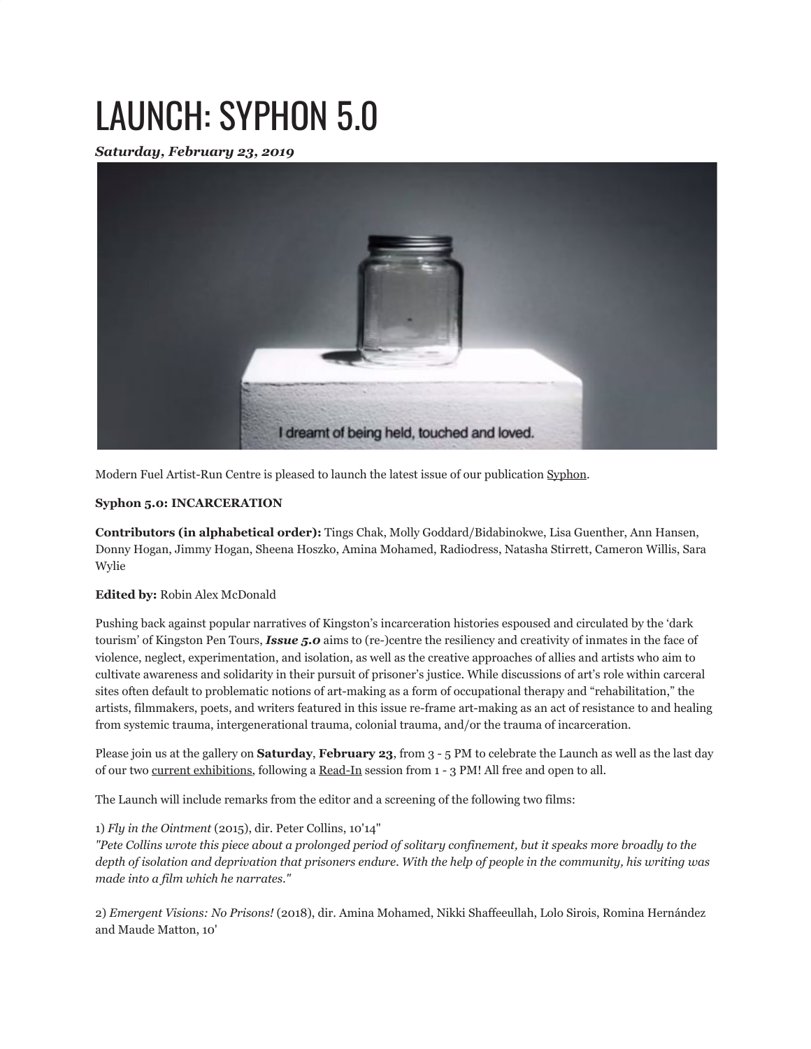# LAUNCH: SYPHON 5.0

***Saturday, February 23, 2019***

Modern Fuel Artist-Run Centre is pleased to launch the latest issue of our publication Syphon.

**Syphon 5.0: INCARCERATION**

**Contributors (in alphabetical order):** Tings Chak, Molly Goddard/Bidabinokwe, Lisa Guenther, Ann Hansen, Donny Hogan, Jimmy Hogan, Sheena Hoszko, Amina Mohamed, Radiodress, Natasha Stirrett, Cameron Willis, Sara Wylie

**Edited by:** Robin Alex McDonald

Pushing back against popular narratives of Kingston's incarceration histories espoused and circulated by the 'dark tourism' of Kingston Pen Tours, ***Issue 5.0*** aims to (re-)centre the resiliency and creativity of inmates in the face of violence, neglect, experimentation, and isolation, as well as the creative approaches of allies and artists who aim to cultivate awareness and solidarity in their pursuit of prisoner's justice. While discussions of art's role within carceral sites often default to problematic notions of art-making as a form of occupational therapy and "rehabilitation," the artists, filmmakers, poets, and writers featured in this issue re-frame art-making as an act of resistance to and healing from systemic trauma, intergenerational trauma, colonial trauma, and/or the trauma of incarceration.

Please join us at the gallery on **Saturday**, **February 23**, from 3 - 5 PM to celebrate the Launch as well as the last day of our two current exhibitions, following a Read-In session from 1 - 3 PM! All free and open to all.

The Launch will include remarks from the editor and a screening of the following two films:

1) *Fly in the Ointment* (2015), dir. Peter Collins, 10'14"
*"Pete Collins wrote this piece about a prolonged period of solitary confinement, but it speaks more broadly to the depth of isolation and deprivation that prisoners endure. With the help of people in the community, his writing was made into a film which he narrates."*

2) *Emergent Visions: No Prisons!* (2018), dir. Amina Mohamed, Nikki Shaffeeullah, Lolo Sirois, Romina Hernández and Maude Matton, 10'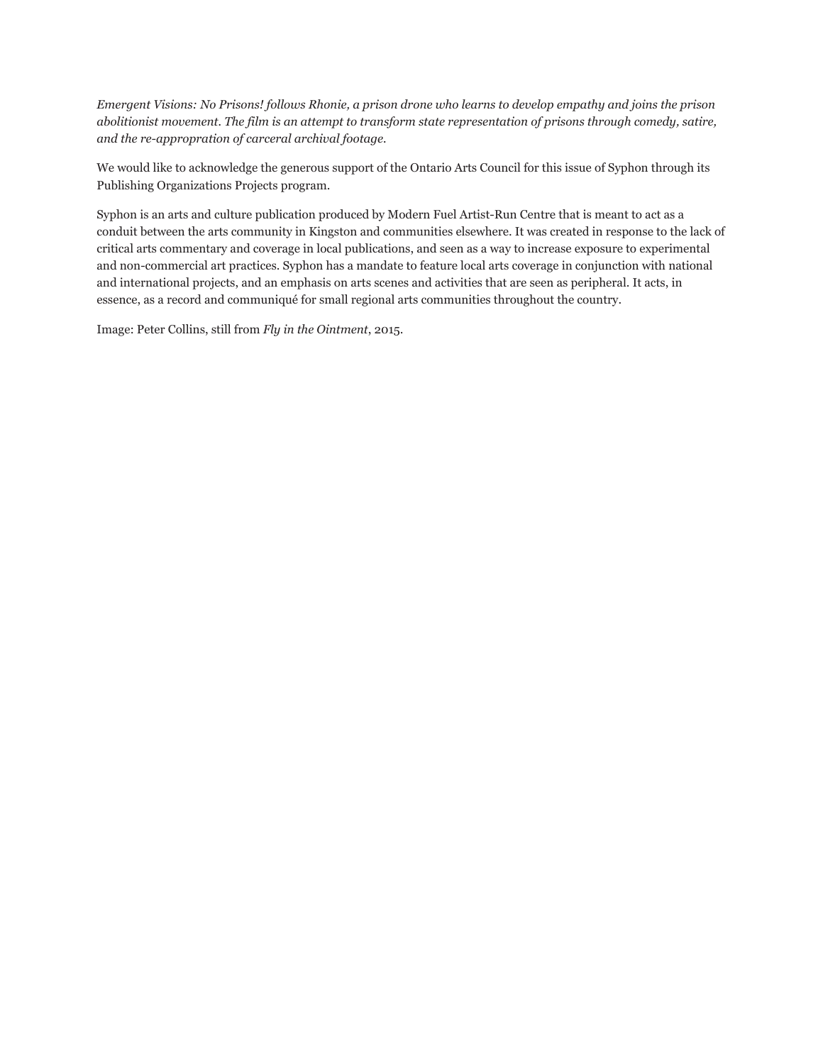*Emergent Visions: No Prisons! follows Rhonie, a prison drone who learns to develop empathy and joins the prison abolitionist movement. The film is an attempt to transform state representation of prisons through comedy, satire, and the re-appropration of carceral archival footage.*

We would like to acknowledge the generous support of the Ontario Arts Council for this issue of Syphon through its Publishing Organizations Projects program.

Syphon is an arts and culture publication produced by Modern Fuel Artist-Run Centre that is meant to act as a conduit between the arts community in Kingston and communities elsewhere. It was created in response to the lack of critical arts commentary and coverage in local publications, and seen as a way to increase exposure to experimental and non-commercial art practices. Syphon has a mandate to feature local arts coverage in conjunction with national and international projects, and an emphasis on arts scenes and activities that are seen as peripheral. It acts, in essence, as a record and communiqué for small regional arts communities throughout the country.

Image: Peter Collins, still from *Fly in the Ointment*, 2015.